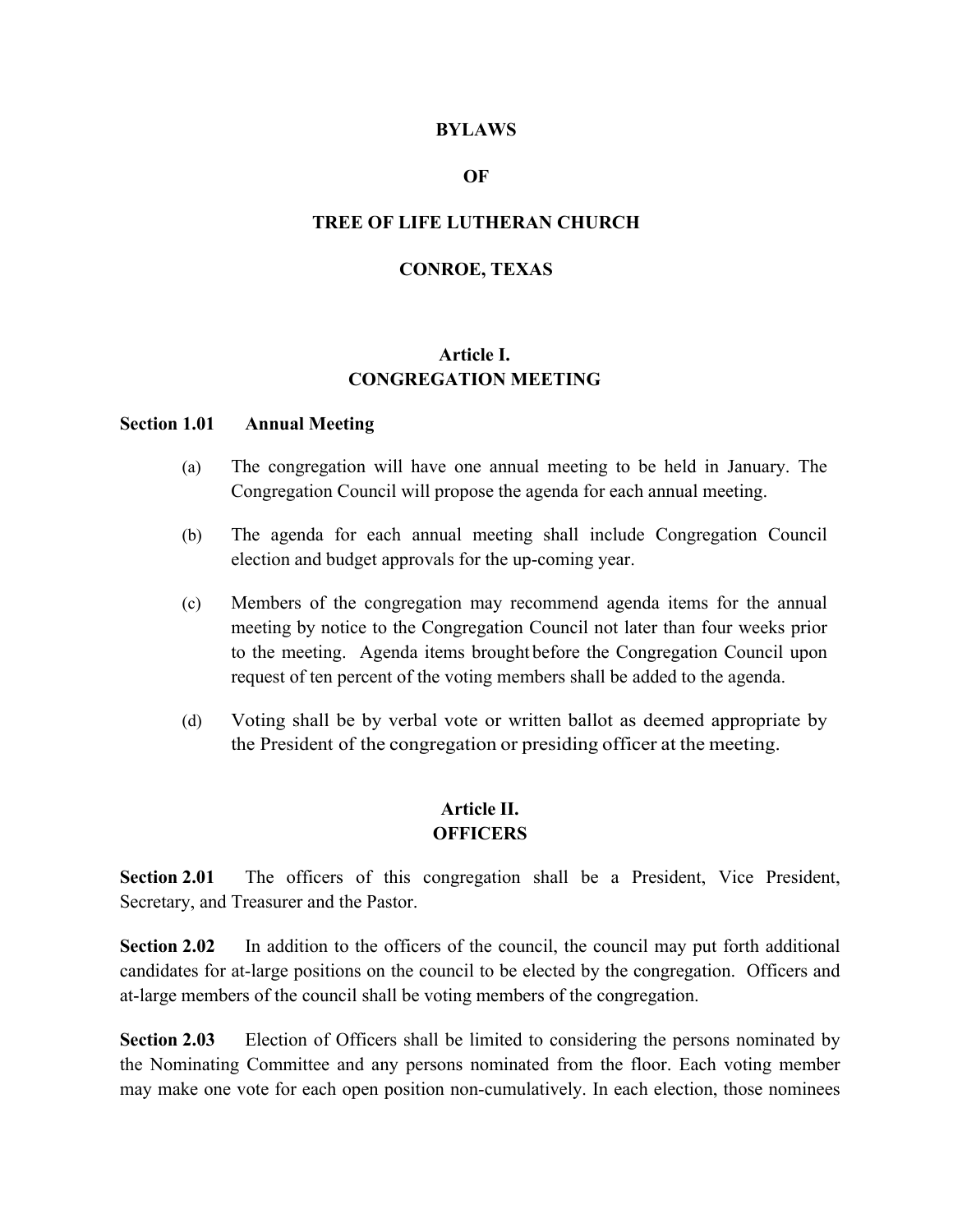# BYLAWS

# OF

# TREE OF LIFE LUTHERAN CHURCH

# CONROE, TEXAS

## Article I.
## CONGREGATION MEETING

### Section 1.01 Annual Meeting

(a) The congregation will have one annual meeting to be held in January. The Congregation Council will propose the agenda for each annual meeting.

(b) The agenda for each annual meeting shall include Congregation Council election and budget approvals for the up-coming year.

(c) Members of the congregation may recommend agenda items for the annual meeting by notice to the Congregation Council not later than four weeks prior to the meeting. Agenda items brought before the Congregation Council upon request of ten percent of the voting members shall be added to the agenda.

(d) Voting shall be by verbal vote or written ballot as deemed appropriate by the President of the congregation or presiding officer at the meeting.

## Article II.
## OFFICERS

**Section 2.01** The officers of this congregation shall be a President, Vice President, Secretary, and Treasurer and the Pastor.

**Section 2.02** In addition to the officers of the council, the council may put forth additional candidates for at-large positions on the council to be elected by the congregation. Officers and at-large members of the council shall be voting members of the congregation.

**Section 2.03** Election of Officers shall be limited to considering the persons nominated by the Nominating Committee and any persons nominated from the floor. Each voting member may make one vote for each open position non-cumulatively. In each election, those nominees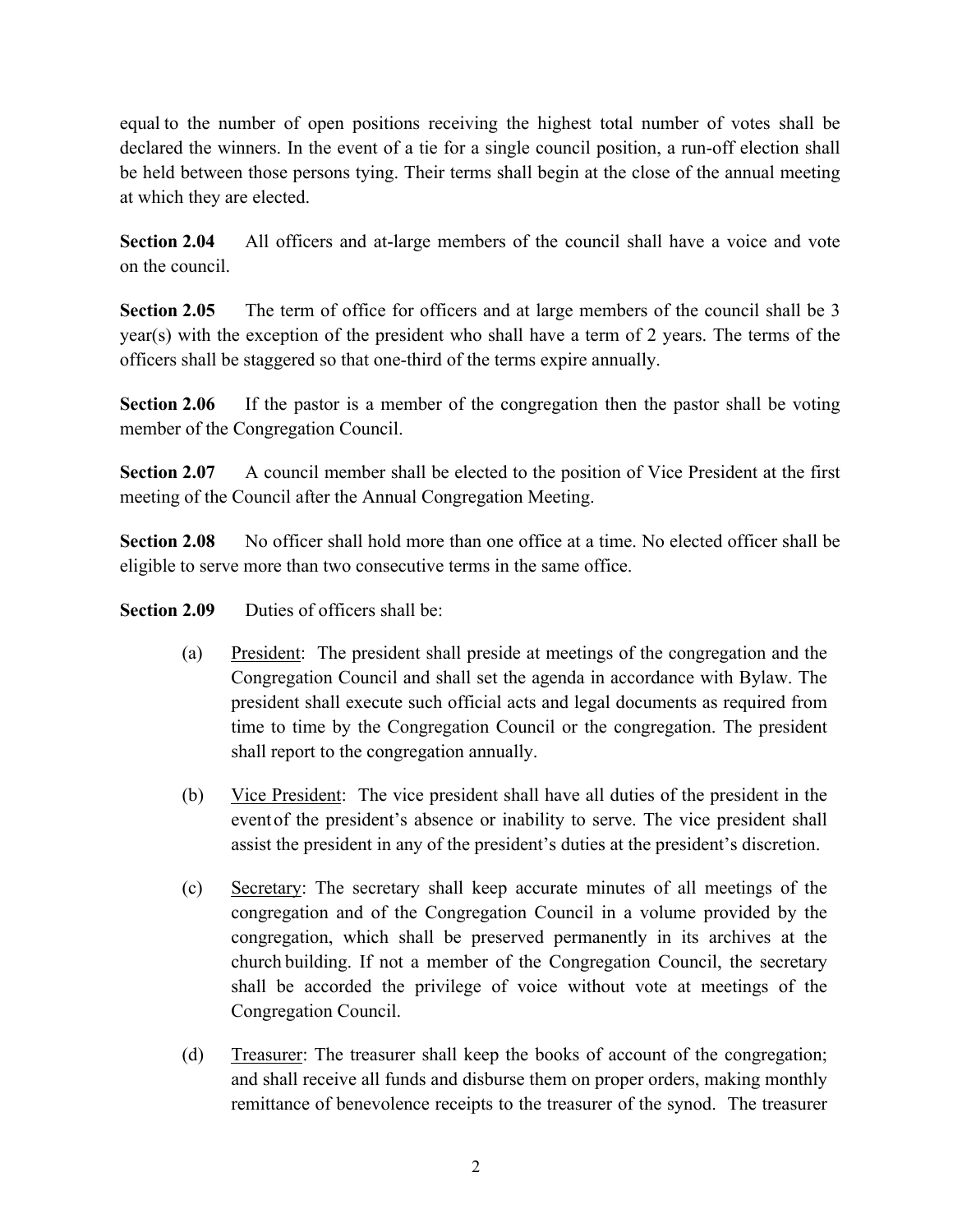equal to the number of open positions receiving the highest total number of votes shall be declared the winners. In the event of a tie for a single council position, a run-off election shall be held between those persons tying. Their terms shall begin at the close of the annual meeting at which they are elected.

**Section 2.04** All officers and at-large members of the council shall have a voice and vote on the council.

**Section 2.05** The term of office for officers and at large members of the council shall be 3 year(s) with the exception of the president who shall have a term of 2 years. The terms of the officers shall be staggered so that one-third of the terms expire annually.

**Section 2.06** If the pastor is a member of the congregation then the pastor shall be voting member of the Congregation Council.

**Section 2.07** A council member shall be elected to the position of Vice President at the first meeting of the Council after the Annual Congregation Meeting.

**Section 2.08** No officer shall hold more than one office at a time. No elected officer shall be eligible to serve more than two consecutive terms in the same office.

**Section 2.09** Duties of officers shall be:

(a) President: The president shall preside at meetings of the congregation and the Congregation Council and shall set the agenda in accordance with Bylaw. The president shall execute such official acts and legal documents as required from time to time by the Congregation Council or the congregation. The president shall report to the congregation annually.

(b) Vice President: The vice president shall have all duties of the president in the event of the president's absence or inability to serve. The vice president shall assist the president in any of the president's duties at the president's discretion.

(c) Secretary: The secretary shall keep accurate minutes of all meetings of the congregation and of the Congregation Council in a volume provided by the congregation, which shall be preserved permanently in its archives at the church building. If not a member of the Congregation Council, the secretary shall be accorded the privilege of voice without vote at meetings of the Congregation Council.

(d) Treasurer: The treasurer shall keep the books of account of the congregation; and shall receive all funds and disburse them on proper orders, making monthly remittance of benevolence receipts to the treasurer of the synod. The treasurer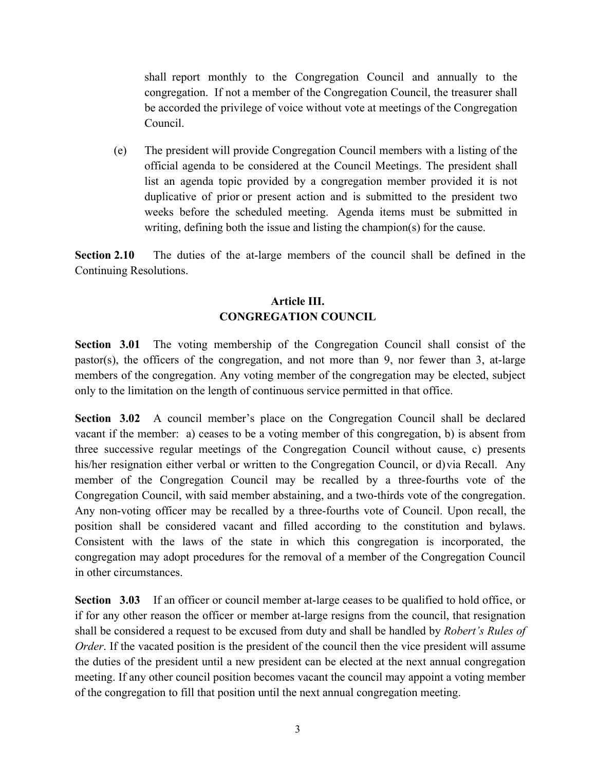shall report monthly to the Congregation Council and annually to the congregation. If not a member of the Congregation Council, the treasurer shall be accorded the privilege of voice without vote at meetings of the Congregation Council.

(e) The president will provide Congregation Council members with a listing of the official agenda to be considered at the Council Meetings. The president shall list an agenda topic provided by a congregation member provided it is not duplicative of prior or present action and is submitted to the president two weeks before the scheduled meeting. Agenda items must be submitted in writing, defining both the issue and listing the champion(s) for the cause.

**Section 2.10** The duties of the at-large members of the council shall be defined in the Continuing Resolutions.

## Article III.
## CONGREGATION COUNCIL

**Section 3.01** The voting membership of the Congregation Council shall consist of the pastor(s), the officers of the congregation, and not more than 9, nor fewer than 3, at-large members of the congregation. Any voting member of the congregation may be elected, subject only to the limitation on the length of continuous service permitted in that office.

**Section 3.02** A council member's place on the Congregation Council shall be declared vacant if the member: a) ceases to be a voting member of this congregation, b) is absent from three successive regular meetings of the Congregation Council without cause, c) presents his/her resignation either verbal or written to the Congregation Council, or d) via Recall. Any member of the Congregation Council may be recalled by a three-fourths vote of the Congregation Council, with said member abstaining, and a two-thirds vote of the congregation. Any non-voting officer may be recalled by a three-fourths vote of Council. Upon recall, the position shall be considered vacant and filled according to the constitution and bylaws. Consistent with the laws of the state in which this congregation is incorporated, the congregation may adopt procedures for the removal of a member of the Congregation Council in other circumstances.

**Section 3.03** If an officer or council member at-large ceases to be qualified to hold office, or if for any other reason the officer or member at-large resigns from the council, that resignation shall be considered a request to be excused from duty and shall be handled by *Robert's Rules of Order*. If the vacated position is the president of the council then the vice president will assume the duties of the president until a new president can be elected at the next annual congregation meeting. If any other council position becomes vacant the council may appoint a voting member of the congregation to fill that position until the next annual congregation meeting.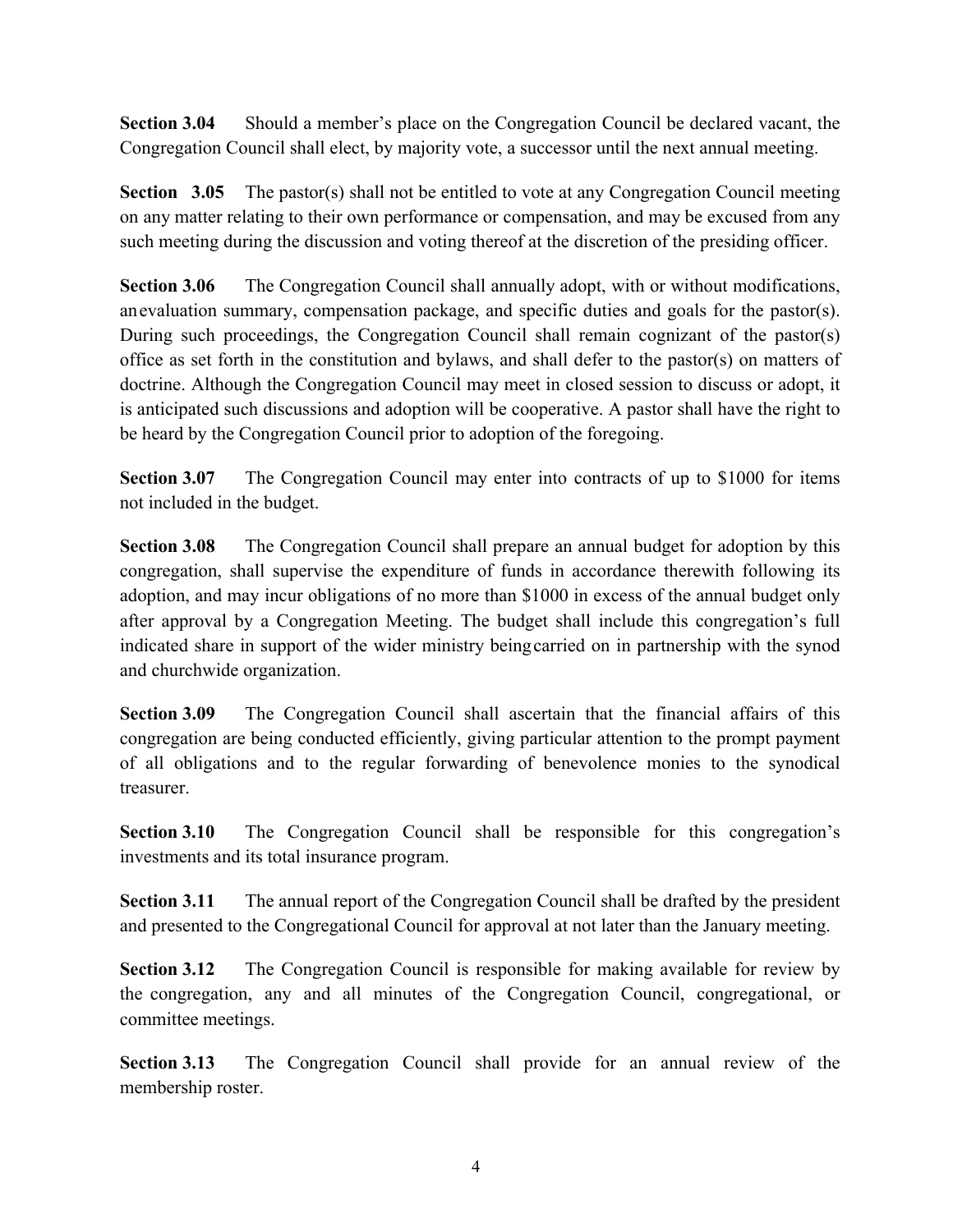**Section 3.04** Should a member's place on the Congregation Council be declared vacant, the Congregation Council shall elect, by majority vote, a successor until the next annual meeting.

**Section 3.05** The pastor(s) shall not be entitled to vote at any Congregation Council meeting on any matter relating to their own performance or compensation, and may be excused from any such meeting during the discussion and voting thereof at the discretion of the presiding officer.

**Section 3.06** The Congregation Council shall annually adopt, with or without modifications, an evaluation summary, compensation package, and specific duties and goals for the pastor(s). During such proceedings, the Congregation Council shall remain cognizant of the pastor(s) office as set forth in the constitution and bylaws, and shall defer to the pastor(s) on matters of doctrine. Although the Congregation Council may meet in closed session to discuss or adopt, it is anticipated such discussions and adoption will be cooperative. A pastor shall have the right to be heard by the Congregation Council prior to adoption of the foregoing.

**Section 3.07** The Congregation Council may enter into contracts of up to $1000 for items not included in the budget.

**Section 3.08** The Congregation Council shall prepare an annual budget for adoption by this congregation, shall supervise the expenditure of funds in accordance therewith following its adoption, and may incur obligations of no more than $1000 in excess of the annual budget only after approval by a Congregation Meeting. The budget shall include this congregation's full indicated share in support of the wider ministry being carried on in partnership with the synod and churchwide organization.

**Section 3.09** The Congregation Council shall ascertain that the financial affairs of this congregation are being conducted efficiently, giving particular attention to the prompt payment of all obligations and to the regular forwarding of benevolence monies to the synodical treasurer.

**Section 3.10** The Congregation Council shall be responsible for this congregation's investments and its total insurance program.

**Section 3.11** The annual report of the Congregation Council shall be drafted by the president and presented to the Congregational Council for approval at not later than the January meeting.

**Section 3.12** The Congregation Council is responsible for making available for review by the congregation, any and all minutes of the Congregation Council, congregational, or committee meetings.

**Section 3.13** The Congregation Council shall provide for an annual review of the membership roster.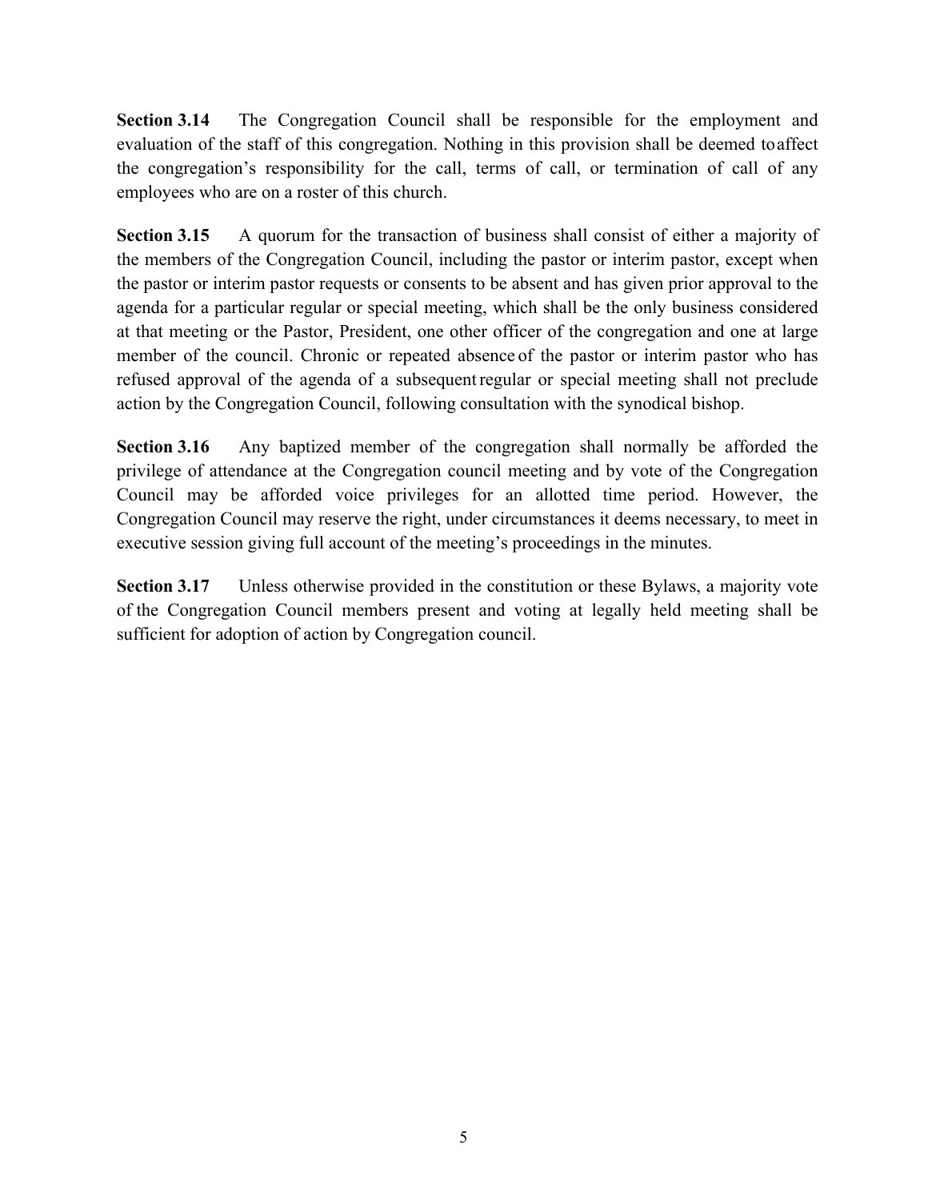**Section 3.14** The Congregation Council shall be responsible for the employment and evaluation of the staff of this congregation. Nothing in this provision shall be deemed to affect the congregation's responsibility for the call, terms of call, or termination of call of any employees who are on a roster of this church.

**Section 3.15** A quorum for the transaction of business shall consist of either a majority of the members of the Congregation Council, including the pastor or interim pastor, except when the pastor or interim pastor requests or consents to be absent and has given prior approval to the agenda for a particular regular or special meeting, which shall be the only business considered at that meeting or the Pastor, President, one other officer of the congregation and one at large member of the council. Chronic or repeated absence of the pastor or interim pastor who has refused approval of the agenda of a subsequent regular or special meeting shall not preclude action by the Congregation Council, following consultation with the synodical bishop.

**Section 3.16** Any baptized member of the congregation shall normally be afforded the privilege of attendance at the Congregation council meeting and by vote of the Congregation Council may be afforded voice privileges for an allotted time period. However, the Congregation Council may reserve the right, under circumstances it deems necessary, to meet in executive session giving full account of the meeting's proceedings in the minutes.

**Section 3.17** Unless otherwise provided in the constitution or these Bylaws, a majority vote of the Congregation Council members present and voting at legally held meeting shall be sufficient for adoption of action by Congregation council.